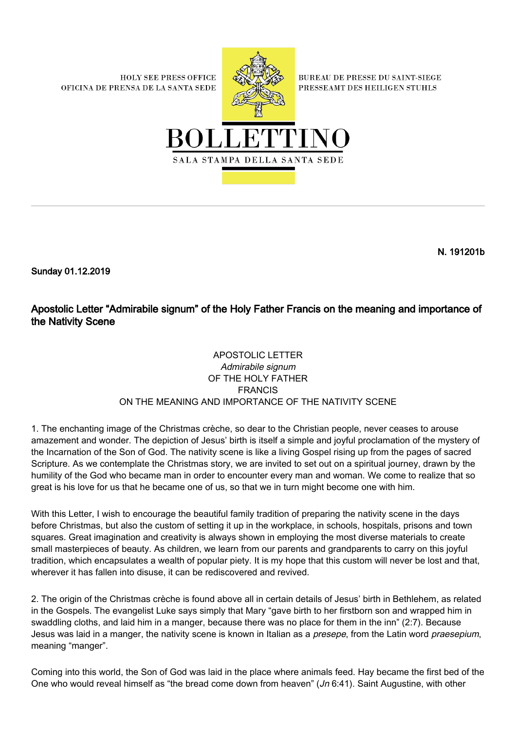HOLY SEE PRESS OFFICE
OFICINA DE PRENSA DE LA SANTA SEDE

BUREAU DE PRESSE DU SAINT-SIEGE
PRESSEAMT DES HEILIGEN STUHLS

# BOLLETTINO

SALA STAMPA DELLA SANTA SEDE

**N. 191201b**

**Sunday 01.12.2019**

## Apostolic Letter "Admirabile signum" of the Holy Father Francis on the meaning and importance of the Nativity Scene

APOSTOLIC LETTER
*Admirabile signum*
OF THE HOLY FATHER
FRANCIS
ON THE MEANING AND IMPORTANCE OF THE NATIVITY SCENE

1. The enchanting image of the Christmas crèche, so dear to the Christian people, never ceases to arouse amazement and wonder. The depiction of Jesus' birth is itself a simple and joyful proclamation of the mystery of the Incarnation of the Son of God. The nativity scene is like a living Gospel rising up from the pages of sacred Scripture. As we contemplate the Christmas story, we are invited to set out on a spiritual journey, drawn by the humility of the God who became man in order to encounter every man and woman. We come to realize that so great is his love for us that he became one of us, so that we in turn might become one with him.

With this Letter, I wish to encourage the beautiful family tradition of preparing the nativity scene in the days before Christmas, but also the custom of setting it up in the workplace, in schools, hospitals, prisons and town squares. Great imagination and creativity is always shown in employing the most diverse materials to create small masterpieces of beauty. As children, we learn from our parents and grandparents to carry on this joyful tradition, which encapsulates a wealth of popular piety. It is my hope that this custom will never be lost and that, wherever it has fallen into disuse, it can be rediscovered and revived.

2. The origin of the Christmas crèche is found above all in certain details of Jesus' birth in Bethlehem, as related in the Gospels. The evangelist Luke says simply that Mary "gave birth to her firstborn son and wrapped him in swaddling cloths, and laid him in a manger, because there was no place for them in the inn" (2:7). Because Jesus was laid in a manger, the nativity scene is known in Italian as a *presepe*, from the Latin word *praesepium*, meaning "manger".

Coming into this world, the Son of God was laid in the place where animals feed. Hay became the first bed of the One who would reveal himself as "the bread come down from heaven" (*Jn* 6:41). Saint Augustine, with other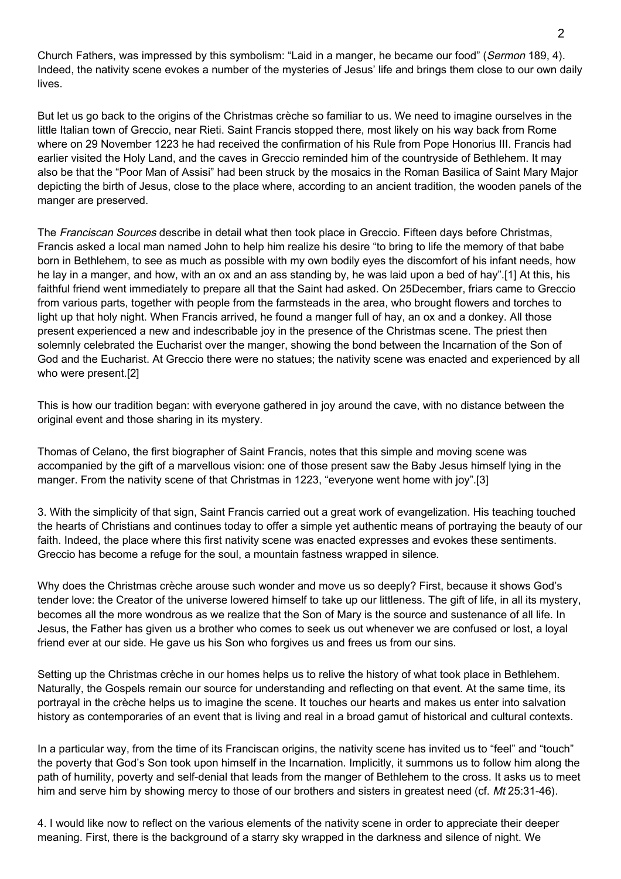Church Fathers, was impressed by this symbolism: "Laid in a manger, he became our food" (*Sermon* 189, 4). Indeed, the nativity scene evokes a number of the mysteries of Jesus' life and brings them close to our own daily lives.

But let us go back to the origins of the Christmas crèche so familiar to us. We need to imagine ourselves in the little Italian town of Greccio, near Rieti. Saint Francis stopped there, most likely on his way back from Rome where on 29 November 1223 he had received the confirmation of his Rule from Pope Honorius III. Francis had earlier visited the Holy Land, and the caves in Greccio reminded him of the countryside of Bethlehem. It may also be that the "Poor Man of Assisi" had been struck by the mosaics in the Roman Basilica of Saint Mary Major depicting the birth of Jesus, close to the place where, according to an ancient tradition, the wooden panels of the manger are preserved.

The *Franciscan Sources* describe in detail what then took place in Greccio. Fifteen days before Christmas, Francis asked a local man named John to help him realize his desire "to bring to life the memory of that babe born in Bethlehem, to see as much as possible with my own bodily eyes the discomfort of his infant needs, how he lay in a manger, and how, with an ox and an ass standing by, he was laid upon a bed of hay".[1] At this, his faithful friend went immediately to prepare all that the Saint had asked. On 25December, friars came to Greccio from various parts, together with people from the farmsteads in the area, who brought flowers and torches to light up that holy night. When Francis arrived, he found a manger full of hay, an ox and a donkey. All those present experienced a new and indescribable joy in the presence of the Christmas scene. The priest then solemnly celebrated the Eucharist over the manger, showing the bond between the Incarnation of the Son of God and the Eucharist. At Greccio there were no statues; the nativity scene was enacted and experienced by all who were present.[2]

This is how our tradition began: with everyone gathered in joy around the cave, with no distance between the original event and those sharing in its mystery.

Thomas of Celano, the first biographer of Saint Francis, notes that this simple and moving scene was accompanied by the gift of a marvellous vision: one of those present saw the Baby Jesus himself lying in the manger. From the nativity scene of that Christmas in 1223, "everyone went home with joy".[3]

3. With the simplicity of that sign, Saint Francis carried out a great work of evangelization. His teaching touched the hearts of Christians and continues today to offer a simple yet authentic means of portraying the beauty of our faith. Indeed, the place where this first nativity scene was enacted expresses and evokes these sentiments. Greccio has become a refuge for the soul, a mountain fastness wrapped in silence.

Why does the Christmas crèche arouse such wonder and move us so deeply? First, because it shows God's tender love: the Creator of the universe lowered himself to take up our littleness. The gift of life, in all its mystery, becomes all the more wondrous as we realize that the Son of Mary is the source and sustenance of all life. In Jesus, the Father has given us a brother who comes to seek us out whenever we are confused or lost, a loyal friend ever at our side. He gave us his Son who forgives us and frees us from our sins.

Setting up the Christmas crèche in our homes helps us to relive the history of what took place in Bethlehem. Naturally, the Gospels remain our source for understanding and reflecting on that event. At the same time, its portrayal in the crèche helps us to imagine the scene. It touches our hearts and makes us enter into salvation history as contemporaries of an event that is living and real in a broad gamut of historical and cultural contexts.

In a particular way, from the time of its Franciscan origins, the nativity scene has invited us to "feel" and "touch" the poverty that God's Son took upon himself in the Incarnation. Implicitly, it summons us to follow him along the path of humility, poverty and self-denial that leads from the manger of Bethlehem to the cross. It asks us to meet him and serve him by showing mercy to those of our brothers and sisters in greatest need (cf. *Mt* 25:31-46).

4. I would like now to reflect on the various elements of the nativity scene in order to appreciate their deeper meaning. First, there is the background of a starry sky wrapped in the darkness and silence of night. We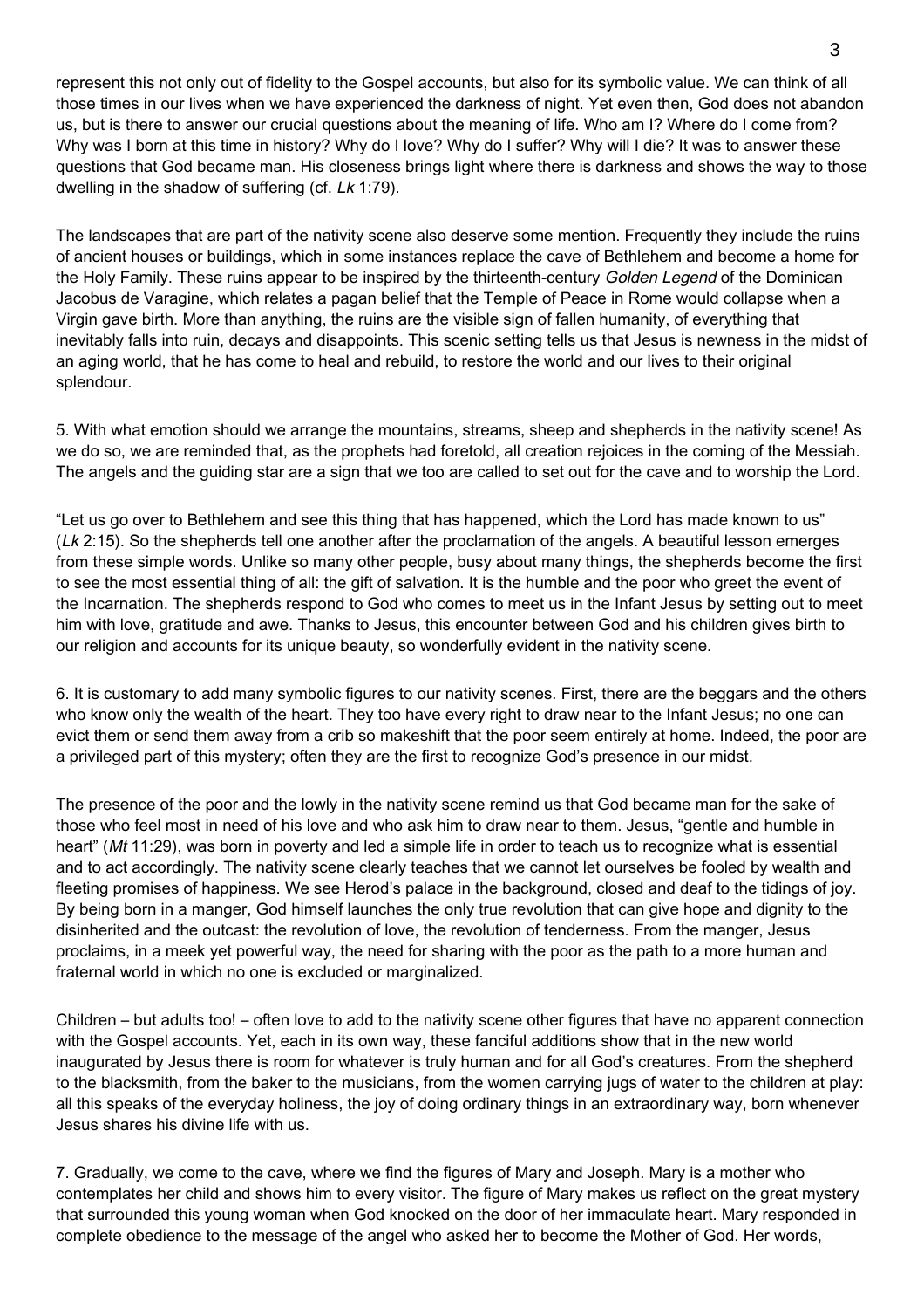represent this not only out of fidelity to the Gospel accounts, but also for its symbolic value. We can think of all those times in our lives when we have experienced the darkness of night. Yet even then, God does not abandon us, but is there to answer our crucial questions about the meaning of life. Who am I? Where do I come from? Why was I born at this time in history? Why do I love? Why do I suffer? Why will I die? It was to answer these questions that God became man. His closeness brings light where there is darkness and shows the way to those dwelling in the shadow of suffering (cf. *Lk* 1:79).

The landscapes that are part of the nativity scene also deserve some mention. Frequently they include the ruins of ancient houses or buildings, which in some instances replace the cave of Bethlehem and become a home for the Holy Family. These ruins appear to be inspired by the thirteenth-century *Golden Legend* of the Dominican Jacobus de Varagine, which relates a pagan belief that the Temple of Peace in Rome would collapse when a Virgin gave birth. More than anything, the ruins are the visible sign of fallen humanity, of everything that inevitably falls into ruin, decays and disappoints. This scenic setting tells us that Jesus is newness in the midst of an aging world, that he has come to heal and rebuild, to restore the world and our lives to their original splendour.

5. With what emotion should we arrange the mountains, streams, sheep and shepherds in the nativity scene! As we do so, we are reminded that, as the prophets had foretold, all creation rejoices in the coming of the Messiah. The angels and the guiding star are a sign that we too are called to set out for the cave and to worship the Lord.

"Let us go over to Bethlehem and see this thing that has happened, which the Lord has made known to us" (*Lk* 2:15). So the shepherds tell one another after the proclamation of the angels. A beautiful lesson emerges from these simple words. Unlike so many other people, busy about many things, the shepherds become the first to see the most essential thing of all: the gift of salvation. It is the humble and the poor who greet the event of the Incarnation. The shepherds respond to God who comes to meet us in the Infant Jesus by setting out to meet him with love, gratitude and awe. Thanks to Jesus, this encounter between God and his children gives birth to our religion and accounts for its unique beauty, so wonderfully evident in the nativity scene.

6. It is customary to add many symbolic figures to our nativity scenes. First, there are the beggars and the others who know only the wealth of the heart. They too have every right to draw near to the Infant Jesus; no one can evict them or send them away from a crib so makeshift that the poor seem entirely at home. Indeed, the poor are a privileged part of this mystery; often they are the first to recognize God's presence in our midst.

The presence of the poor and the lowly in the nativity scene remind us that God became man for the sake of those who feel most in need of his love and who ask him to draw near to them. Jesus, "gentle and humble in heart" (*Mt* 11:29), was born in poverty and led a simple life in order to teach us to recognize what is essential and to act accordingly. The nativity scene clearly teaches that we cannot let ourselves be fooled by wealth and fleeting promises of happiness. We see Herod's palace in the background, closed and deaf to the tidings of joy. By being born in a manger, God himself launches the only true revolution that can give hope and dignity to the disinherited and the outcast: the revolution of love, the revolution of tenderness. From the manger, Jesus proclaims, in a meek yet powerful way, the need for sharing with the poor as the path to a more human and fraternal world in which no one is excluded or marginalized.

Children – but adults too! – often love to add to the nativity scene other figures that have no apparent connection with the Gospel accounts. Yet, each in its own way, these fanciful additions show that in the new world inaugurated by Jesus there is room for whatever is truly human and for all God's creatures. From the shepherd to the blacksmith, from the baker to the musicians, from the women carrying jugs of water to the children at play: all this speaks of the everyday holiness, the joy of doing ordinary things in an extraordinary way, born whenever Jesus shares his divine life with us.

7. Gradually, we come to the cave, where we find the figures of Mary and Joseph. Mary is a mother who contemplates her child and shows him to every visitor. The figure of Mary makes us reflect on the great mystery that surrounded this young woman when God knocked on the door of her immaculate heart. Mary responded in complete obedience to the message of the angel who asked her to become the Mother of God. Her words,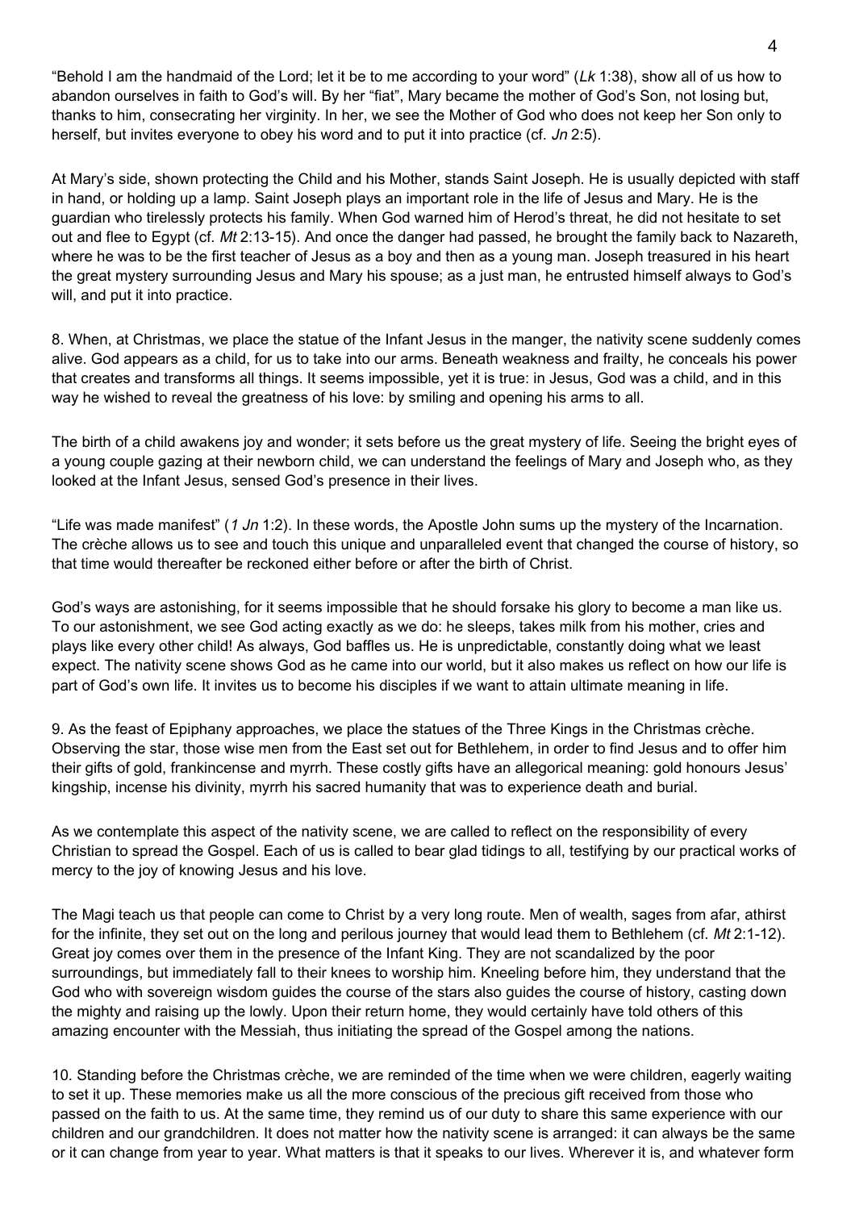"Behold I am the handmaid of the Lord; let it be to me according to your word" (*Lk* 1:38), show all of us how to abandon ourselves in faith to God's will. By her "fiat", Mary became the mother of God's Son, not losing but, thanks to him, consecrating her virginity. In her, we see the Mother of God who does not keep her Son only to herself, but invites everyone to obey his word and to put it into practice (cf. *Jn* 2:5).

At Mary's side, shown protecting the Child and his Mother, stands Saint Joseph. He is usually depicted with staff in hand, or holding up a lamp. Saint Joseph plays an important role in the life of Jesus and Mary. He is the guardian who tirelessly protects his family. When God warned him of Herod's threat, he did not hesitate to set out and flee to Egypt (cf. *Mt* 2:13-15). And once the danger had passed, he brought the family back to Nazareth, where he was to be the first teacher of Jesus as a boy and then as a young man. Joseph treasured in his heart the great mystery surrounding Jesus and Mary his spouse; as a just man, he entrusted himself always to God's will, and put it into practice.

8. When, at Christmas, we place the statue of the Infant Jesus in the manger, the nativity scene suddenly comes alive. God appears as a child, for us to take into our arms. Beneath weakness and frailty, he conceals his power that creates and transforms all things. It seems impossible, yet it is true: in Jesus, God was a child, and in this way he wished to reveal the greatness of his love: by smiling and opening his arms to all.

The birth of a child awakens joy and wonder; it sets before us the great mystery of life. Seeing the bright eyes of a young couple gazing at their newborn child, we can understand the feelings of Mary and Joseph who, as they looked at the Infant Jesus, sensed God's presence in their lives.

"Life was made manifest" (*1 Jn* 1:2). In these words, the Apostle John sums up the mystery of the Incarnation. The crèche allows us to see and touch this unique and unparalleled event that changed the course of history, so that time would thereafter be reckoned either before or after the birth of Christ.

God's ways are astonishing, for it seems impossible that he should forsake his glory to become a man like us. To our astonishment, we see God acting exactly as we do: he sleeps, takes milk from his mother, cries and plays like every other child! As always, God baffles us. He is unpredictable, constantly doing what we least expect. The nativity scene shows God as he came into our world, but it also makes us reflect on how our life is part of God's own life. It invites us to become his disciples if we want to attain ultimate meaning in life.

9. As the feast of Epiphany approaches, we place the statues of the Three Kings in the Christmas crèche. Observing the star, those wise men from the East set out for Bethlehem, in order to find Jesus and to offer him their gifts of gold, frankincense and myrrh. These costly gifts have an allegorical meaning: gold honours Jesus' kingship, incense his divinity, myrrh his sacred humanity that was to experience death and burial.

As we contemplate this aspect of the nativity scene, we are called to reflect on the responsibility of every Christian to spread the Gospel. Each of us is called to bear glad tidings to all, testifying by our practical works of mercy to the joy of knowing Jesus and his love.

The Magi teach us that people can come to Christ by a very long route. Men of wealth, sages from afar, athirst for the infinite, they set out on the long and perilous journey that would lead them to Bethlehem (cf. *Mt* 2:1-12). Great joy comes over them in the presence of the Infant King. They are not scandalized by the poor surroundings, but immediately fall to their knees to worship him. Kneeling before him, they understand that the God who with sovereign wisdom guides the course of the stars also guides the course of history, casting down the mighty and raising up the lowly. Upon their return home, they would certainly have told others of this amazing encounter with the Messiah, thus initiating the spread of the Gospel among the nations.

10. Standing before the Christmas crèche, we are reminded of the time when we were children, eagerly waiting to set it up. These memories make us all the more conscious of the precious gift received from those who passed on the faith to us. At the same time, they remind us of our duty to share this same experience with our children and our grandchildren. It does not matter how the nativity scene is arranged: it can always be the same or it can change from year to year. What matters is that it speaks to our lives. Wherever it is, and whatever form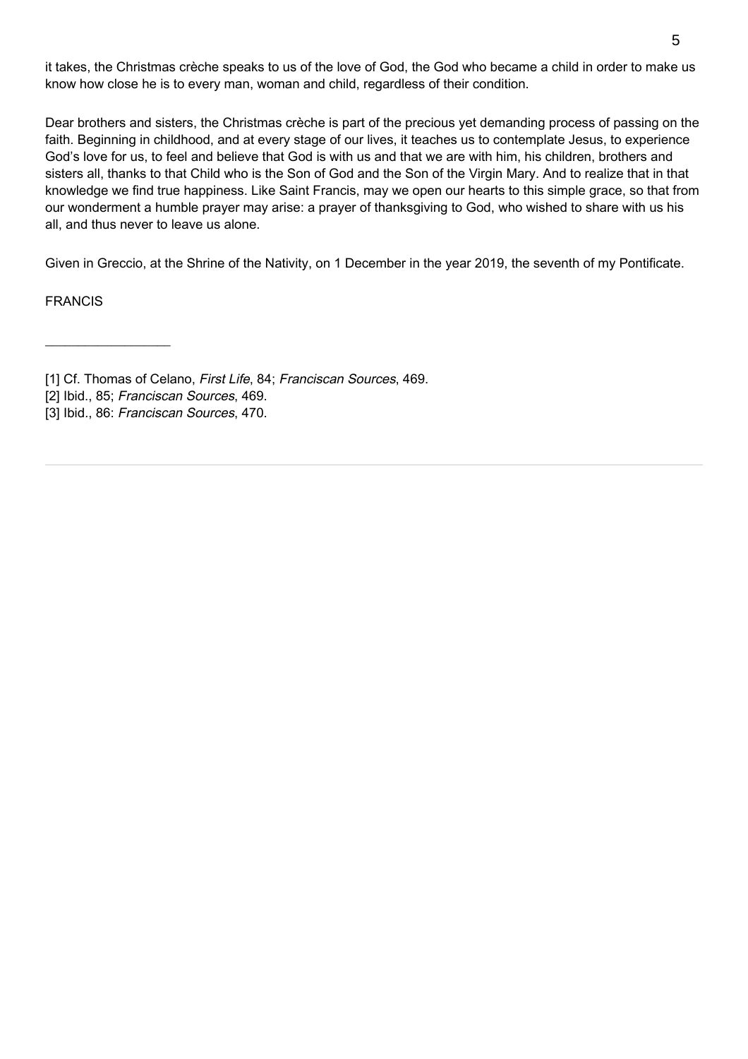it takes, the Christmas crèche speaks to us of the love of God, the God who became a child in order to make us know how close he is to every man, woman and child, regardless of their condition.

Dear brothers and sisters, the Christmas crèche is part of the precious yet demanding process of passing on the faith. Beginning in childhood, and at every stage of our lives, it teaches us to contemplate Jesus, to experience God's love for us, to feel and believe that God is with us and that we are with him, his children, brothers and sisters all, thanks to that Child who is the Son of God and the Son of the Virgin Mary. And to realize that in that knowledge we find true happiness. Like Saint Francis, may we open our hearts to this simple grace, so that from our wonderment a humble prayer may arise: a prayer of thanksgiving to God, who wished to share with us his all, and thus never to leave us alone.

Given in Greccio, at the Shrine of the Nativity, on 1 December in the year 2019, the seventh of my Pontificate.

FRANCIS

---

[1] Cf. Thomas of Celano, *First Life*, 84; *Franciscan Sources*, 469.
[2] Ibid., 85; *Franciscan Sources*, 469.
[3] Ibid., 86: *Franciscan Sources*, 470.